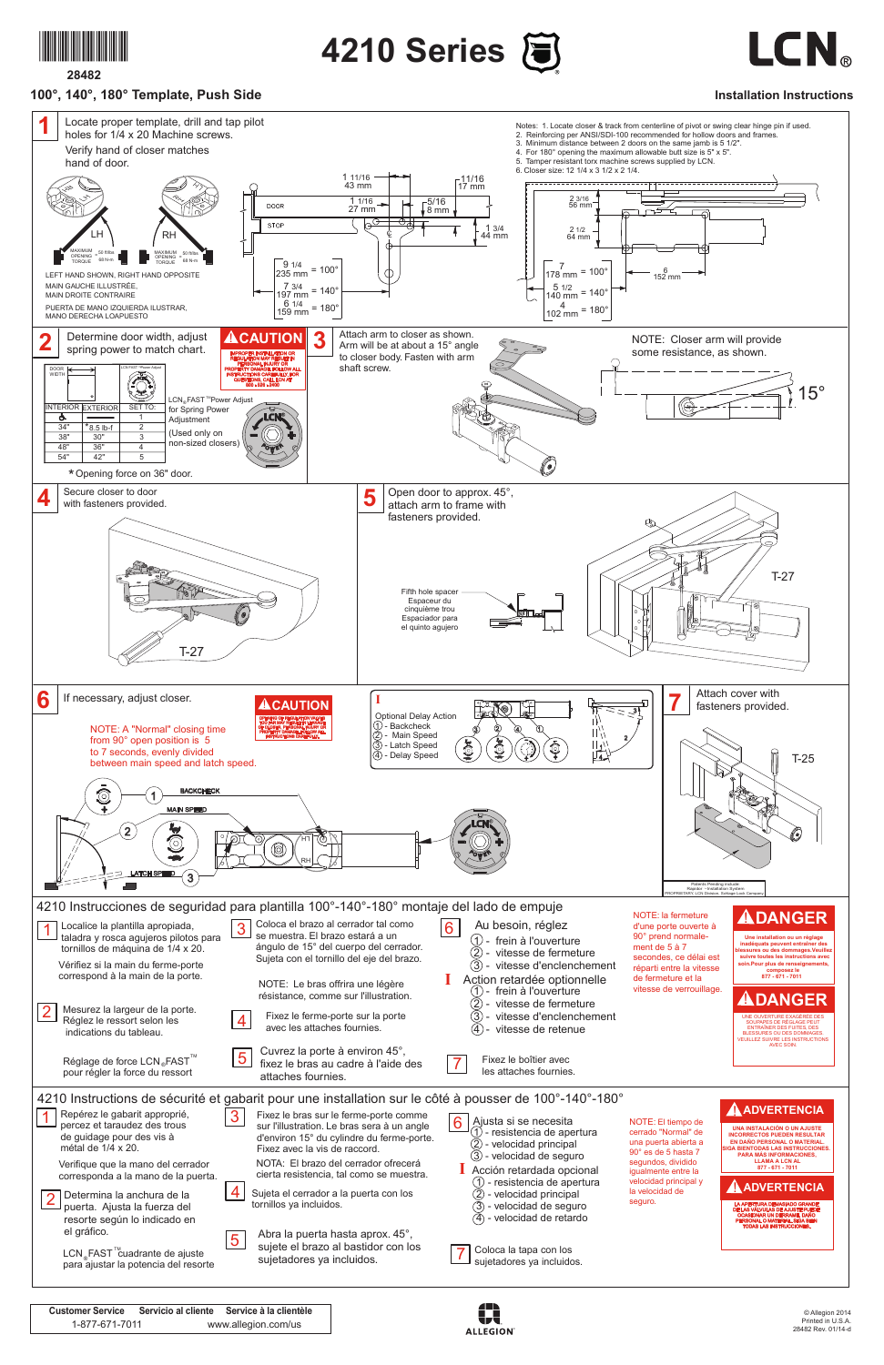28482

# 4210 Series

LCN®

## 100°, 140°, 180° Template, Push Side

Installation Instructions

**1** Locate proper template, drill and tap pilot holes for 1/4 x 20 Machine screws.

Verify hand of closer matches hand of door.

Notes: 1. Locate closer & track from centerline of pivot or swing clear hinge pin if used.
2. Reinforcing per ANSI/SDI-100 recommended for hollow doors and frames.
3. Minimum distance between 2 doors on the same jamb is 5 1/2".
4. For 180° opening the maximum allowable butt size is 5" x 5".
5. Tamper resistant torx machine screws supplied by LCN.
6. Closer size: 12 1/4 x 3 1/2 x 2 1/4.

LH — MAXIMUM OPENING TORQUE 50 ft-lbs 68 N-m

RH — MAXIMUM OPENING TORQUE 50 ft-lbs 68 N-m

LEFT HAND SHOWN, RIGHT HAND OPPOSITE
MAIN GAUCHE ILLUSTRÉE, MAIN DROITE CONTRAIRE
PUERTA DE MANO IZQUIERDA ILUSTRAR, MANO DERECHA LOAPUESTO

1 11/16 (43 mm); 11/16 (17 mm); DOOR; 1 1/16 (27 mm); 5/16 (8 mm); STOP; 1 3/4 (44 mm)

9 1/4 (235 mm) = 100°; 7 3/4 (197 mm) = 140°; 6 1/4 (159 mm) = 180°

2 3/16 (56 mm); 2 1/2 (64 mm); 6 (152 mm)

7 (178 mm) = 100°; 5 1/2 (140 mm) = 140°; 4 (102 mm) = 180°

**2** Determine door width, adjust spring power to match chart.

**⚠CAUTION** IMPROPER INSTALLATION OR REGULATION MAY RESULT IN PERSONAL INJURY OR PROPERTY DAMAGE. FOLLOW ALL INSTRUCTIONS CAREFULLY. FOR QUESTIONS, CALL LCN AT 800 • 520 • 2400

| DOOR WIDTH | | SET TO: |
|---|---|---|
| INTERIOR | EXTERIOR | |
| ♿ | | 1 |
| 34" | *8.5 lb-f 30" | 2 |
| 38" | 30" | 3 |
| 48" | 36" | 4 |
| 54" | 42" | 5 |

LCN® FAST™ Power Adjust for Spring Power Adjustment

(Used only on non-sized closers)

* Opening force on 36" door.

**3** Attach arm to closer as shown. Arm will be at about a 15° angle to closer body. Fasten with arm shaft screw.

NOTE: Closer arm will provide some resistance, as shown.

15°

**4** Secure closer to door with fasteners provided.

T-27

**5** Open door to approx. 45°, attach arm to frame with fasteners provided.

Fifth hole spacer
Espaceur du cinquième trou
Espaciador para el quinto agujero

T-27

**6** If necessary, adjust closer.

**⚠CAUTION** OPENING OR REGULATING VALVES TOO FAR MAY RESULT IN PERSONAL INJURY OR PROPERTY DAMAGE. FOLLOW ALL INSTRUCTIONS CAREFULLY.

NOTE: A "Normal" closing time from 90° open position is 5 to 7 seconds, evenly divided between main speed and latch speed.

BACKCHECK (1); MAIN SPEED (2); LATCH SPEED (3)

Optional Delay Action
1. Backcheck
2. Main Speed
3. Latch Speed
4. Delay Speed

**7** Attach cover with fasteners provided.

T-25

Patents Pending include Register – Installation System PROPRIETARY LCN Division, Schlage Lock Company

## 4210 Instrucciones de seguridad para plantilla 100°-140°-180° montaje del lado de empuje

**1** Localice la plantilla apropiada, taladra y rosca agujeros pilotos para tornillos de máquina de 1/4 x 20.

Vérifiez si la main du ferme-porte correspond à la main de la porte.

**2** Mesurez la largeur de la porte. Réglez le ressort selon les indications du tableau.

Réglage de force LCN® FAST™ pour régler la force du ressort

**3** Coloca el brazo al cerrador tal como se muestra. El brazo estará a un ángulo de 15° del cuerpo del cerrador. Sujeta con el tornillo del eje del brazo.

NOTE: Le bras offrira une légère résistance, comme sur l'illustration.

**4** Fixez le ferme-porte sur la porte avec les attaches fournies.

**5** Cuvrez la porte à environ 45°, fixez le bras au cadre à l'aide des attaches fournies.

**6** Au besoin, réglez
1. frein à l'ouverture
2. vitesse de fermeture
3. vitesse d'enclenchement

Action retardée optionnelle
1. frein à l'ouverture
2. vitesse de fermeture
3. vitesse d'enclenchement
4. vitesse de retenue

**7** Fixez le boîtier avec les attaches fournies.

NOTE: la fermeture d'une porte ouverte à 90° prend normalement de 5 à 7 secondes, ce délai est réparti entre la vitesse de fermeture et la vitesse de verrouillage.

**⚠DANGER** Une installation ou un réglage inadéquats peuvent entraîner des blessures ou des dommages.Veuillez suivre toutes les instructions avec soin.Pour plus de renseignements, composez le 877 - 671 - 7011

**⚠DANGER** UNE OUVERTURE EXAGÉRÉE DES SOUPAPES DE RÉGLAGE PEUT ENTRAÎNER DES FUITES DES BLESSURES OU DES DOMMAGES. VEUILLEZ SUIVRE LES INSTRUCTIONS AVEC SOIN.

## 4210 Instructions de sécurité et gabarit pour une installation sur le côté à pousser de 100°-140°-180°

**1** Repérez le gabarit approprié, percez et taraudez des trous de guidage pour des vis à métal de 1/4 x 20.

Verifique que la mano del cerrador corresponda a la mano de la puerta.

**2** Determina la anchura de la puerta. Ajusta la fuerza del resorte según lo indicado en el gráfico.

LCN® FAST™ cuadrante de ajuste para ajustar la potencia del resorte

**3** Fixez le bras sur le ferme-porte comme sur l'illustration. Le bras sera à un angle d'environ 15° du cylindre du ferme-porte. Fixez avec la vis de raccord.

NOTA: El brazo del cerrador ofrecerá cierta resistencia, tal como se muestra.

**4** Sujeta el cerrador a la puerta con los tornillos ya incluidos.

**5** Abra la puerta hasta aprox. 45°, sujete el brazo al bastidor con los sujetadores ya incluidos.

**6** Ajusta si se necesita
1. resistencia de apertura
2. velocidad principal
3. velocidad de seguro

Acción retardada opcional
1. resistencia de apertura
2. velocidad principal
3. velocidad de seguro
4. velocidad de retardo

**7** Coloca la tapa con los sujetadores ya incluidos.

NOTE: El tiempo de cerrado "Normal" de una puerta abierta a 90° es de 5 hasta 7 segundos, dividido igualmente entre la velocidad principal y la velocidad de seguro.

**⚠ADVERTENCIA** UNA INSTALACIÓN O UN AJUSTE INCORRECTOS PUEDEN RESULTAR EN DAÑO PERSONAL O MATERIAL. SIGA BIENTODAS LAS INSTRUCCIONES. PARA MÁS INFORMACIONES, LLAMA A LCN AL 877 - 671 - 7011

**⚠ADVERTENCIA** LA APERTURA DEMASIADO GRANDE DE LAS VÁLVULAS DE AJUSTE PUEDE OCASIONAR UN DERRAME, DAÑO PERSONAL O MATERIAL. SIGA BIEN TODAS LAS INSTRUCCIONES.

| Customer Service | Servicio al cliente | Service à la clientèle |
|---|---|---|
| 1-877-671-7011 | www.allegion.com/us | |

ALLEGION

© Allegion 2014
Printed in U.S.A.
28482 Rev. 01/14-d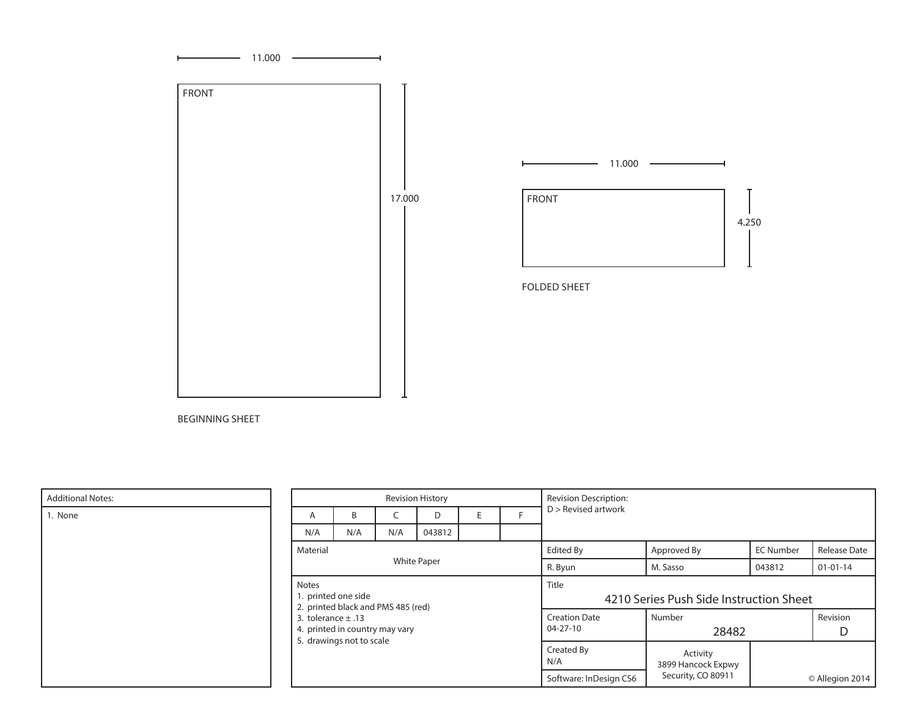11.000

FRONT

17.000

BEGINNING SHEET

11.000

FRONT

4.250

FOLDED SHEET

| Additional Notes: |
| --- |
| 1. None |

| Revision History | | | | | |
| --- | --- | --- | --- | --- | --- |
| A | B | C | D | E | F |
| N/A | N/A | N/A | 043812 | | |

Revision Description:
D > Revised artwork

Material
White Paper

| Edited By | Approved By | EC Number | Release Date |
| --- | --- | --- | --- |
| R. Byun | M. Sasso | 043812 | 01-01-14 |

Notes
1. printed one side
2. printed black and PMS 485 (red)
3. tolerance ± .13
4. printed in country may vary
5. drawings not to scale

Title
4210 Series Push Side Instruction Sheet

| Creation Date | Number | Revision |
| --- | --- | --- |
| 04-27-10 | 28482 | D |

| Created By | Activity | |
| --- | --- | --- |
| N/A | 3899 Hancock Expwy<br>Security, CO 80911 | © Allegion 2014 |
| Software: InDesign CS6 | | |